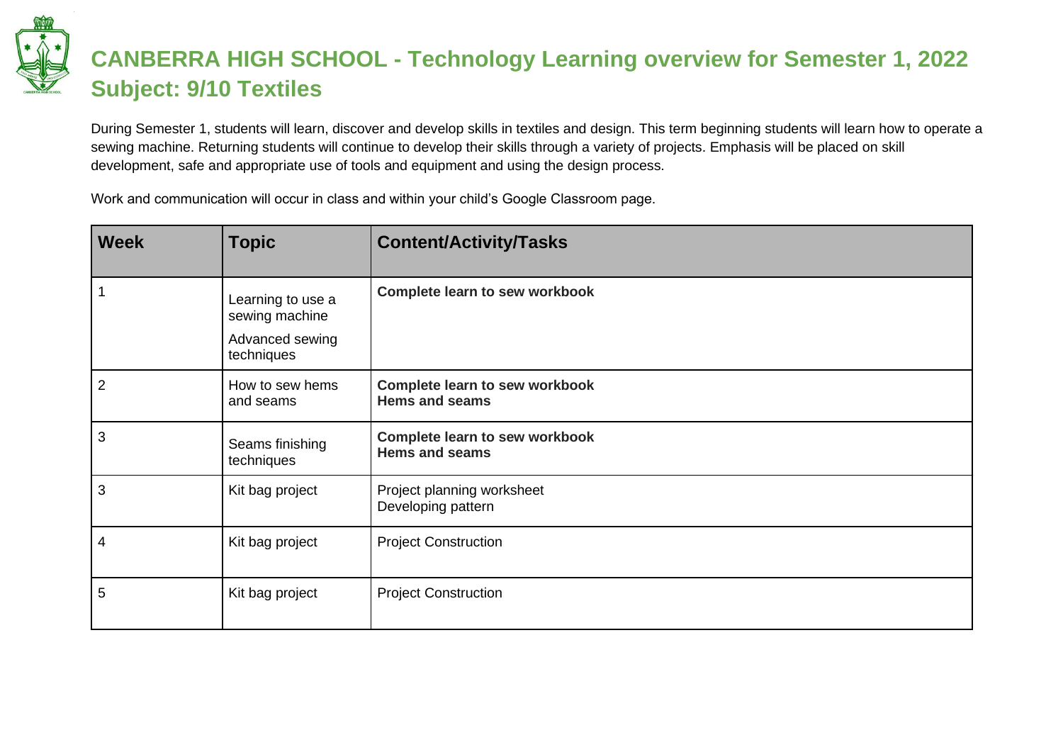# CANBERRA HIGH SCHOOL - Technology Learning overview for Semester 1, 2022
# Subject: 9/10 Textiles

During Semester 1, students will learn, discover and develop skills in textiles and design. This term beginning students will learn how to operate a sewing machine. Returning students will continue to develop their skills through a variety of projects. Emphasis will be placed on skill development, safe and appropriate use of tools and equipment and using the design process.

Work and communication will occur in class and within your child's Google Classroom page.

| Week | Topic | Content/Activity/Tasks |
| --- | --- | --- |
| 1 | Learning to use a sewing machine<br>Advanced sewing techniques | **Complete learn to sew workbook** |
| 2 | How to sew hems and seams | **Complete learn to sew workbook**<br>**Hems and seams** |
| 3 | Seams finishing techniques | **Complete learn to sew workbook**<br>**Hems and seams** |
| 3 | Kit bag project | Project planning worksheet<br>Developing pattern |
| 4 | Kit bag project | Project Construction |
| 5 | Kit bag project | Project Construction |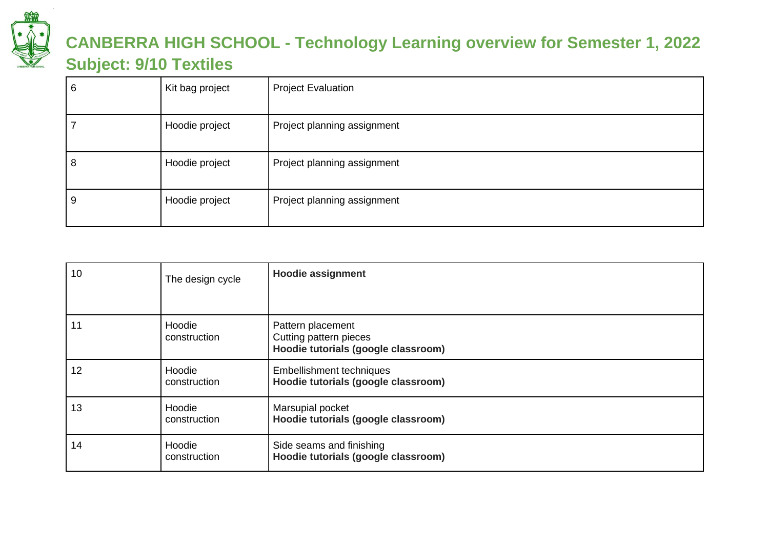| 6 | Kit bag project | Project Evaluation |
|---|---|---|
| 7 | Hoodie project | Project planning assignment |
| 8 | Hoodie project | Project planning assignment |
| 9 | Hoodie project | Project planning assignment |

| 10 | The design cycle | **Hoodie assignment** |
|---|---|---|
| 11 | Hoodie construction | Pattern placement<br>Cutting pattern pieces<br>**Hoodie tutorials (google classroom)** |
| 12 | Hoodie construction | Embellishment techniques<br>**Hoodie tutorials (google classroom)** |
| 13 | Hoodie construction | Marsupial pocket<br>**Hoodie tutorials (google classroom)** |
| 14 | Hoodie construction | Side seams and finishing<br>**Hoodie tutorials (google classroom)** |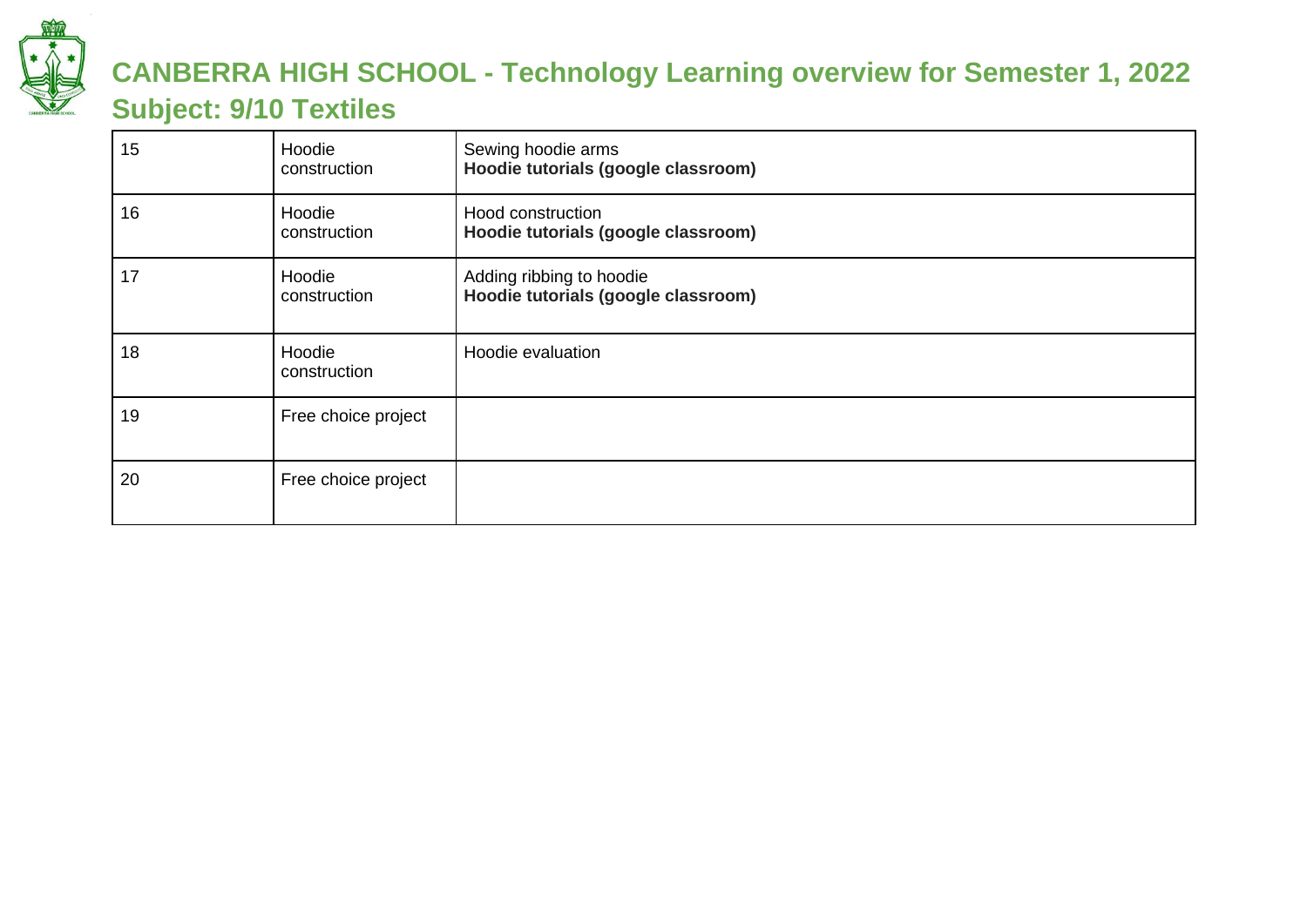# CANBERRA HIGH SCHOOL - Technology Learning overview for Semester 1, 2022

## Subject: 9/10 Textiles

| | | |
|---|---|---|
| 15 | Hoodie construction | Sewing hoodie arms<br>**Hoodie tutorials (google classroom)** |
| 16 | Hoodie construction | Hood construction<br>**Hoodie tutorials (google classroom)** |
| 17 | Hoodie construction | Adding ribbing to hoodie<br>**Hoodie tutorials (google classroom)** |
| 18 | Hoodie construction | Hoodie evaluation |
| 19 | Free choice project | |
| 20 | Free choice project | |